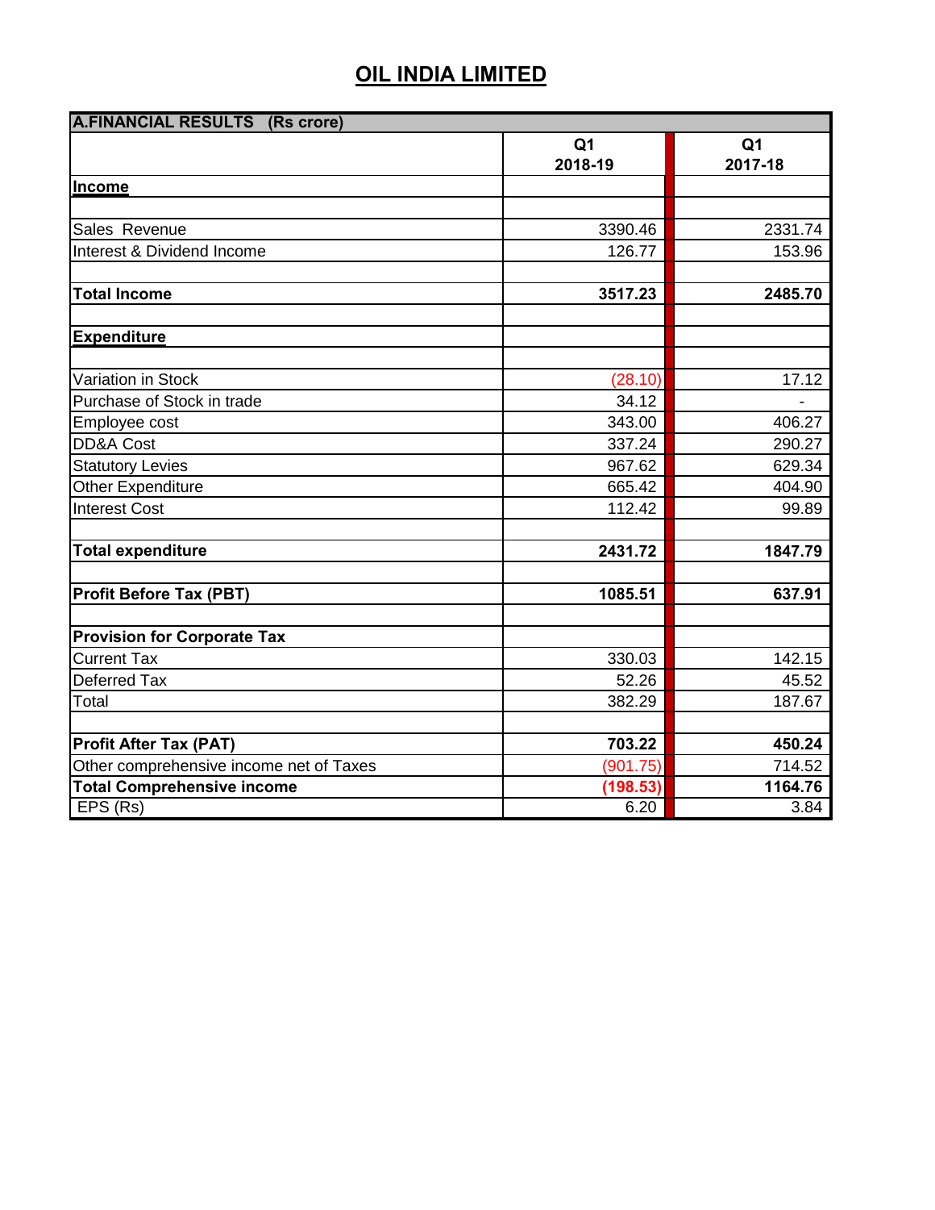# OIL INDIA LIMITED

| A.FINANCIAL RESULTS (Rs crore) | Q1 2018-19 | Q1 2017-18 |
|---|---|---|
| **Income** | | |
| | | |
| Sales Revenue | 3390.46 | 2331.74 |
| Interest & Dividend Income | 126.77 | 153.96 |
| | | |
| **Total Income** | **3517.23** | **2485.70** |
| | | |
| **Expenditure** | | |
| | | |
| Variation in Stock | (28.10) | 17.12 |
| Purchase of Stock in trade | 34.12 | - |
| Employee cost | 343.00 | 406.27 |
| DD&A Cost | 337.24 | 290.27 |
| Statutory Levies | 967.62 | 629.34 |
| Other Expenditure | 665.42 | 404.90 |
| Interest Cost | 112.42 | 99.89 |
| | | |
| **Total expenditure** | **2431.72** | **1847.79** |
| | | |
| **Profit Before Tax (PBT)** | **1085.51** | **637.91** |
| | | |
| **Provision for Corporate Tax** | | |
| Current Tax | 330.03 | 142.15 |
| Deferred Tax | 52.26 | 45.52 |
| Total | 382.29 | 187.67 |
| | | |
| **Profit After Tax (PAT)** | **703.22** | **450.24** |
| Other comprehensive income net of Taxes | (901.75) | 714.52 |
| **Total Comprehensive income** | **(198.53)** | **1164.76** |
| EPS (Rs) | 6.20 | 3.84 |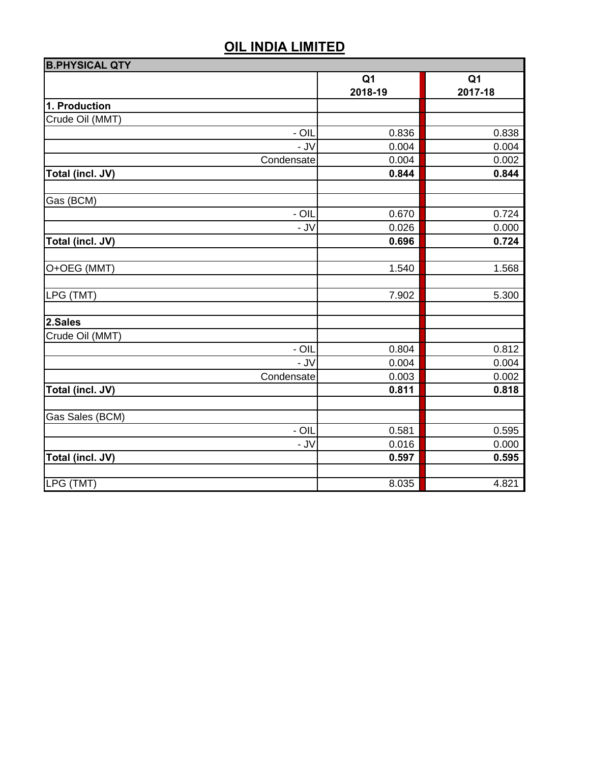# OIL INDIA LIMITED

| B.PHYSICAL QTY | | |
|---|---|---|
| | Q1 2018-19 | Q1 2017-18 |
| **1. Production** | | |
| Crude Oil (MMT) | | |
| - OIL | 0.836 | 0.838 |
| - JV | 0.004 | 0.004 |
| Condensate | 0.004 | 0.002 |
| **Total (incl. JV)** | **0.844** | **0.844** |
| | | |
| Gas (BCM) | | |
| - OIL | 0.670 | 0.724 |
| - JV | 0.026 | 0.000 |
| **Total (incl. JV)** | **0.696** | **0.724** |
| | | |
| O+OEG (MMT) | 1.540 | 1.568 |
| | | |
| LPG (TMT) | 7.902 | 5.300 |
| | | |
| **2.Sales** | | |
| Crude Oil (MMT) | | |
| - OIL | 0.804 | 0.812 |
| - JV | 0.004 | 0.004 |
| Condensate | 0.003 | 0.002 |
| **Total (incl. JV)** | **0.811** | **0.818** |
| | | |
| Gas Sales (BCM) | | |
| - OIL | 0.581 | 0.595 |
| - JV | 0.016 | 0.000 |
| **Total (incl. JV)** | **0.597** | **0.595** |
| | | |
| LPG (TMT) | 8.035 | 4.821 |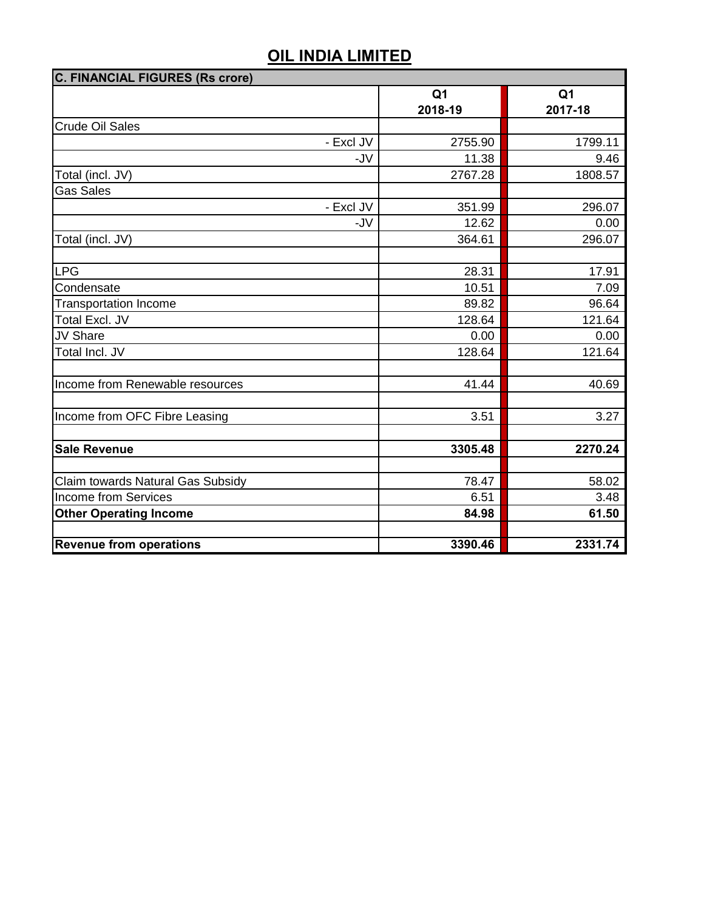# OIL INDIA LIMITED

| C. FINANCIAL FIGURES (Rs crore) | | |
|---|---|---|
| | Q1 2018-19 | Q1 2017-18 |
| Crude Oil Sales | | |
| - Excl JV | 2755.90 | 1799.11 |
| -JV | 11.38 | 9.46 |
| Total (incl. JV) | 2767.28 | 1808.57 |
| Gas Sales | | |
| - Excl JV | 351.99 | 296.07 |
| -JV | 12.62 | 0.00 |
| Total (incl. JV) | 364.61 | 296.07 |
| | | |
| LPG | 28.31 | 17.91 |
| Condensate | 10.51 | 7.09 |
| Transportation Income | 89.82 | 96.64 |
| Total Excl. JV | 128.64 | 121.64 |
| JV Share | 0.00 | 0.00 |
| Total Incl. JV | 128.64 | 121.64 |
| | | |
| Income from Renewable resources | 41.44 | 40.69 |
| | | |
| Income from OFC Fibre Leasing | 3.51 | 3.27 |
| | | |
| **Sale Revenue** | **3305.48** | **2270.24** |
| | | |
| Claim towards Natural Gas Subsidy | 78.47 | 58.02 |
| Income from Services | 6.51 | 3.48 |
| **Other Operating Income** | **84.98** | **61.50** |
| | | |
| **Revenue from operations** | **3390.46** | **2331.74** |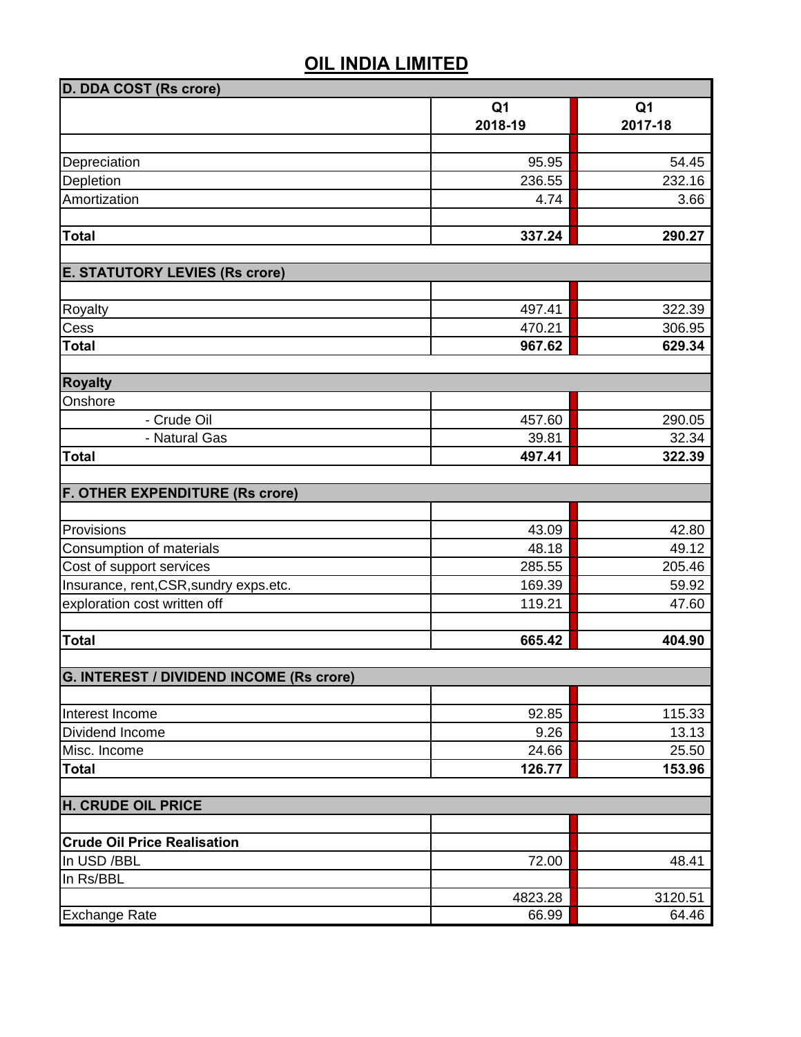# OIL INDIA LIMITED

| D. DDA COST (Rs crore) | | |
|---|---|---|
| | Q1 2018-19 | Q1 2017-18 |
| | | |
| Depreciation | 95.95 | 54.45 |
| Depletion | 236.55 | 232.16 |
| Amortization | 4.74 | 3.66 |
| | | |
| **Total** | **337.24** | **290.27** |
| | | |
| **E. STATUTORY LEVIES (Rs crore)** | | |
| | | |
| Royalty | 497.41 | 322.39 |
| Cess | 470.21 | 306.95 |
| **Total** | **967.62** | **629.34** |
| | | |
| **Royalty** | | |
| Onshore | | |
| - Crude Oil | 457.60 | 290.05 |
| - Natural Gas | 39.81 | 32.34 |
| **Total** | **497.41** | **322.39** |
| | | |
| **F. OTHER EXPENDITURE (Rs crore)** | | |
| | | |
| Provisions | 43.09 | 42.80 |
| Consumption of materials | 48.18 | 49.12 |
| Cost of support services | 285.55 | 205.46 |
| Insurance, rent,CSR,sundry exps.etc. | 169.39 | 59.92 |
| exploration cost written off | 119.21 | 47.60 |
| | | |
| **Total** | **665.42** | **404.90** |
| | | |
| **G. INTEREST / DIVIDEND INCOME (Rs crore)** | | |
| | | |
| Interest Income | 92.85 | 115.33 |
| Dividend Income | 9.26 | 13.13 |
| Misc. Income | 24.66 | 25.50 |
| **Total** | **126.77** | **153.96** |
| | | |
| **H. CRUDE OIL PRICE** | | |
| | | |
| **Crude Oil Price Realisation** | | |
| In USD /BBL | 72.00 | 48.41 |
| In Rs/BBL | | |
| | 4823.28 | 3120.51 |
| Exchange Rate | 66.99 | 64.46 |